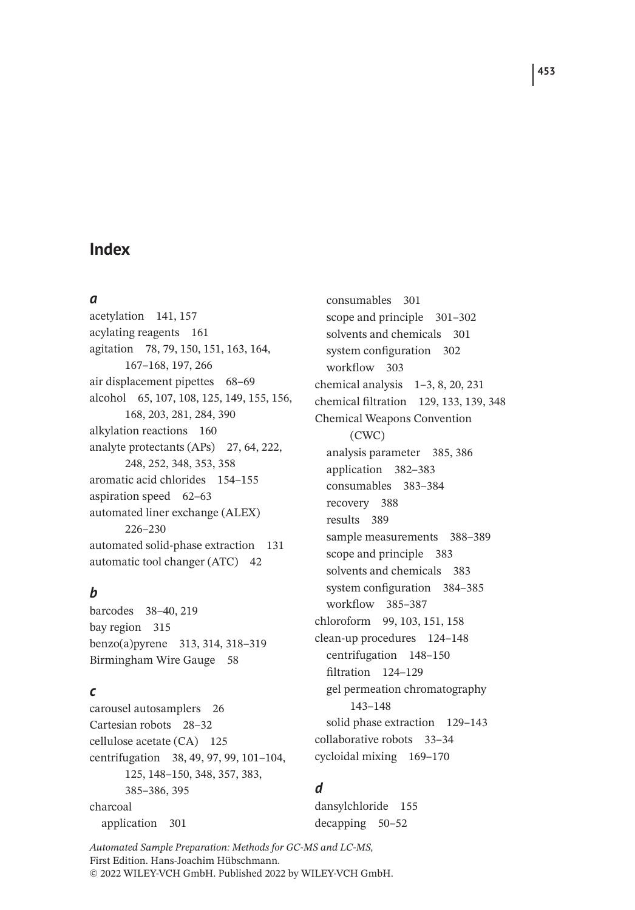# Index

### *a*

acetylation 141, 157
acylating reagents 161
agitation 78, 79, 150, 151, 163, 164, 167–168, 197, 266
air displacement pipettes 68–69
alcohol 65, 107, 108, 125, 149, 155, 156, 168, 203, 281, 284, 390
alkylation reactions 160
analyte protectants (APs) 27, 64, 222, 248, 252, 348, 353, 358
aromatic acid chlorides 154–155
aspiration speed 62–63
automated liner exchange (ALEX) 226–230
automated solid-phase extraction 131
automatic tool changer (ATC) 42

### *b*

barcodes 38–40, 219
bay region 315
benzo(a)pyrene 313, 314, 318–319
Birmingham Wire Gauge 58

### *c*

carousel autosamplers 26
Cartesian robots 28–32
cellulose acetate (CA) 125
centrifugation 38, 49, 97, 99, 101–104, 125, 148–150, 348, 357, 383, 385–386, 395
charcoal
- application 301
- consumables 301
- scope and principle 301–302
- solvents and chemicals 301
- system configuration 302
- workflow 303

chemical analysis 1–3, 8, 20, 231
chemical filtration 129, 133, 139, 348
Chemical Weapons Convention (CWC)
- analysis parameter 385, 386
- application 382–383
- consumables 383–384
- recovery 388
- results 389
- sample measurements 388–389
- scope and principle 383
- solvents and chemicals 383
- system configuration 384–385
- workflow 385–387

chloroform 99, 103, 151, 158
clean-up procedures 124–148
- centrifugation 148–150
- filtration 124–129
- gel permeation chromatography 143–148
- solid phase extraction 129–143

collaborative robots 33–34
cycloidal mixing 169–170

### *d*

dansylchloride 155
decapping 50–52

*Automated Sample Preparation: Methods for GC-MS and LC-MS,*
First Edition. Hans-Joachim Hübschmann.
© 2022 WILEY-VCH GmbH. Published 2022 by WILEY-VCH GmbH.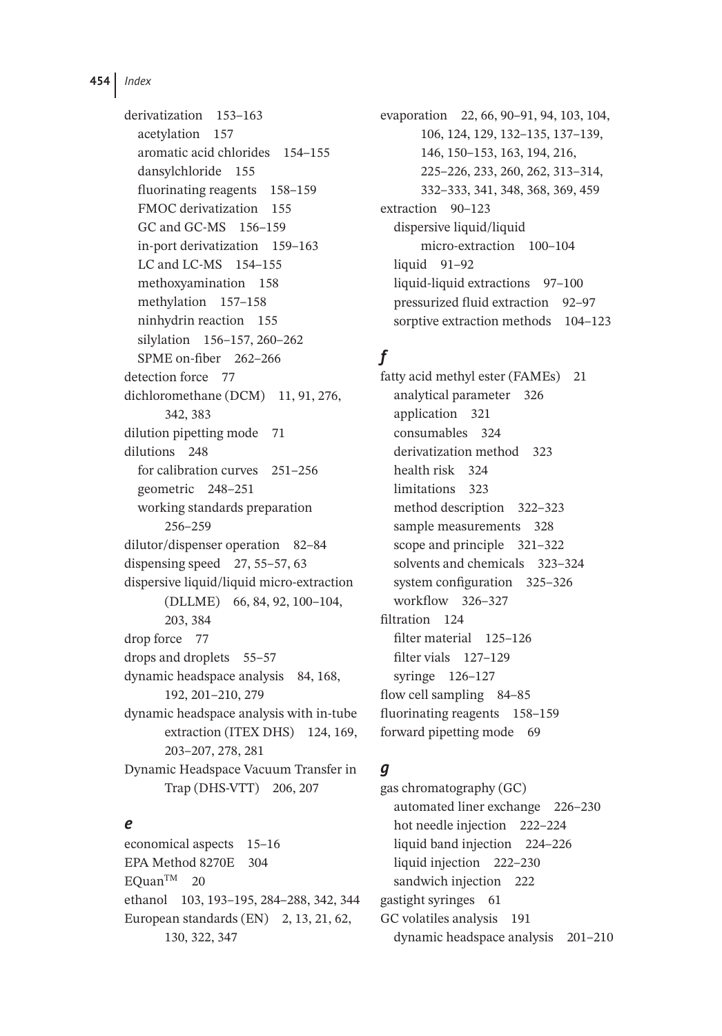derivatization 153–163
- acetylation 157
- aromatic acid chlorides 154–155
- dansylchloride 155
- fluorinating reagents 158–159
- FMOC derivatization 155
- GC and GC-MS 156–159
- in-port derivatization 159–163
- LC and LC-MS 154–155
- methoxyamination 158
- methylation 157–158
- ninhydrin reaction 155
- silylation 156–157, 260–262
- SPME on-fiber 262–266

detection force 77

dichloromethane (DCM) 11, 91, 276, 342, 383

dilution pipetting mode 71

dilutions 248
- for calibration curves 251–256
- geometric 248–251
- working standards preparation 256–259

dilutor/dispenser operation 82–84

dispensing speed 27, 55–57, 63

dispersive liquid/liquid micro-extraction (DLLME) 66, 84, 92, 100–104, 203, 384

drop force 77

drops and droplets 55–57

dynamic headspace analysis 84, 168, 192, 201–210, 279

dynamic headspace analysis with in-tube extraction (ITEX DHS) 124, 169, 203–207, 278, 281

Dynamic Headspace Vacuum Transfer in Trap (DHS-VTT) 206, 207

## *e*

economical aspects 15–16

EPA Method 8270E 304

EQuan™ 20

ethanol 103, 193–195, 284–288, 342, 344

European standards (EN) 2, 13, 21, 62, 130, 322, 347

evaporation 22, 66, 90–91, 94, 103, 104, 106, 124, 129, 132–135, 137–139, 146, 150–153, 163, 194, 216, 225–226, 233, 260, 262, 313–314, 332–333, 341, 348, 368, 369, 459

extraction 90–123
- dispersive liquid/liquid micro-extraction 100–104
- liquid 91–92
- liquid-liquid extractions 97–100
- pressurized fluid extraction 92–97
- sorptive extraction methods 104–123

## *f*

fatty acid methyl ester (FAMEs) 21
- analytical parameter 326
- application 321
- consumables 324
- derivatization method 323
- health risk 324
- limitations 323
- method description 322–323
- sample measurements 328
- scope and principle 321–322
- solvents and chemicals 323–324
- system configuration 325–326
- workflow 326–327

filtration 124
- filter material 125–126
- filter vials 127–129
- syringe 126–127

flow cell sampling 84–85

fluorinating reagents 158–159

forward pipetting mode 69

## *g*

gas chromatography (GC)
- automated liner exchange 226–230
- hot needle injection 222–224
- liquid band injection 224–226
- liquid injection 222–230
- sandwich injection 222

gastight syringes 61

GC volatiles analysis 191
- dynamic headspace analysis 201–210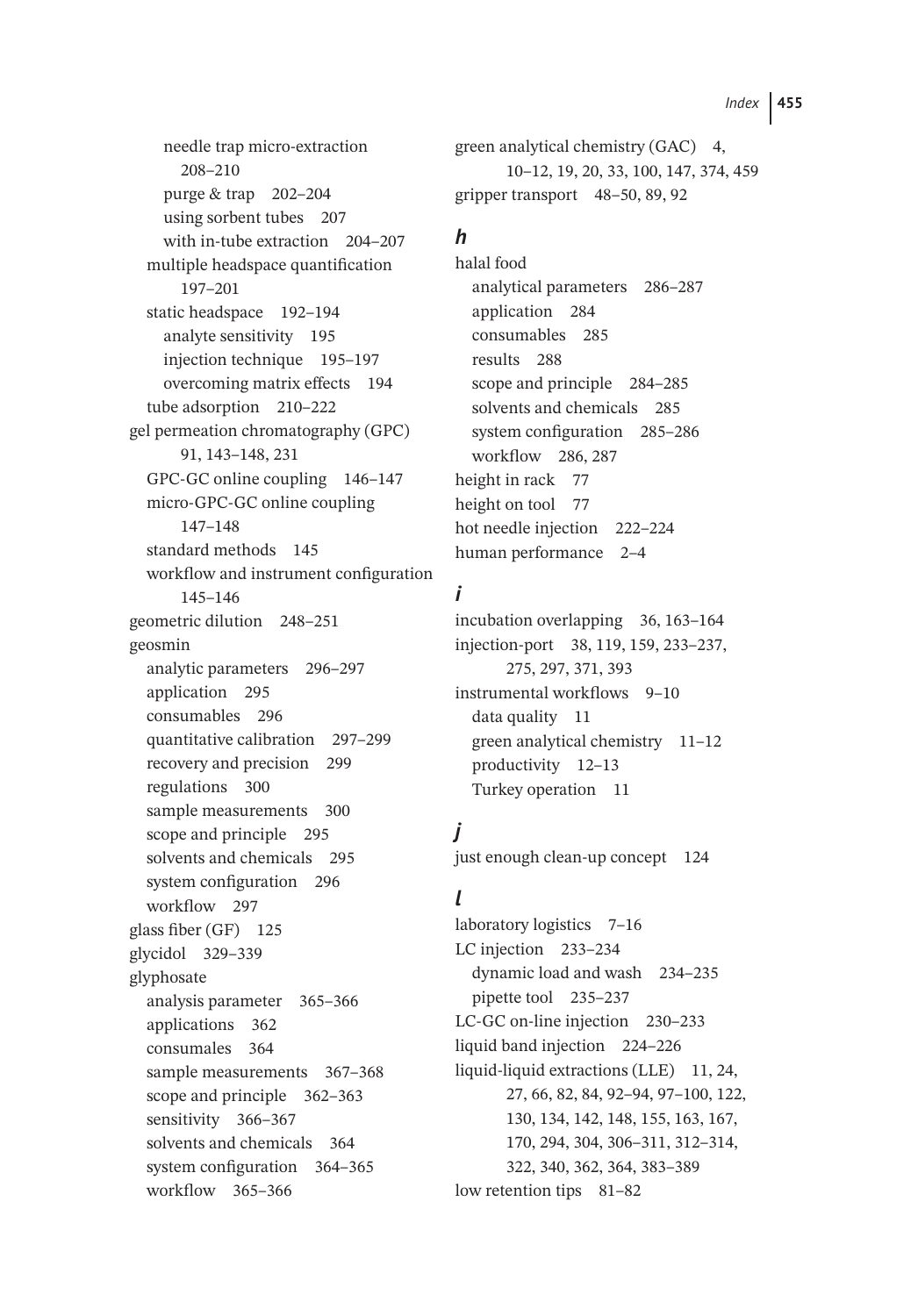- needle trap micro-extraction 208–210
- purge & trap 202–204
- using sorbent tubes 207
- with in-tube extraction 204–207
- multiple headspace quantification 197–201
- static headspace 192–194
  - analyte sensitivity 195
  - injection technique 195–197
  - overcoming matrix effects 194
- tube adsorption 210–222

gel permeation chromatography (GPC) 91, 143–148, 231
- GPC-GC online coupling 146–147
- micro-GPC-GC online coupling 147–148
- standard methods 145
- workflow and instrument configuration 145–146

geometric dilution 248–251

geosmin
- analytic parameters 296–297
- application 295
- consumables 296
- quantitative calibration 297–299
- recovery and precision 299
- regulations 300
- sample measurements 300
- scope and principle 295
- solvents and chemicals 295
- system configuration 296
- workflow 297

glass fiber (GF) 125

glycidol 329–339

glyphosate
- analysis parameter 365–366
- applications 362
- consumales 364
- sample measurements 367–368
- scope and principle 362–363
- sensitivity 366–367
- solvents and chemicals 364
- system configuration 364–365
- workflow 365–366

green analytical chemistry (GAC) 4, 10–12, 19, 20, 33, 100, 147, 374, 459

gripper transport 48–50, 89, 92

### h

halal food
- analytical parameters 286–287
- application 284
- consumables 285
- results 288
- scope and principle 284–285
- solvents and chemicals 285
- system configuration 285–286
- workflow 286, 287

height in rack 77

height on tool 77

hot needle injection 222–224

human performance 2–4

### i

incubation overlapping 36, 163–164

injection-port 38, 119, 159, 233–237, 275, 297, 371, 393

instrumental workflows 9–10
- data quality 11
- green analytical chemistry 11–12
- productivity 12–13
- Turkey operation 11

### j

just enough clean-up concept 124

### l

laboratory logistics 7–16

LC injection 233–234
- dynamic load and wash 234–235
- pipette tool 235–237

LC-GC on-line injection 230–233

liquid band injection 224–226

liquid-liquid extractions (LLE) 11, 24, 27, 66, 82, 84, 92–94, 97–100, 122, 130, 134, 142, 148, 155, 163, 167, 170, 294, 304, 306–311, 312–314, 322, 340, 362, 364, 383–389

low retention tips 81–82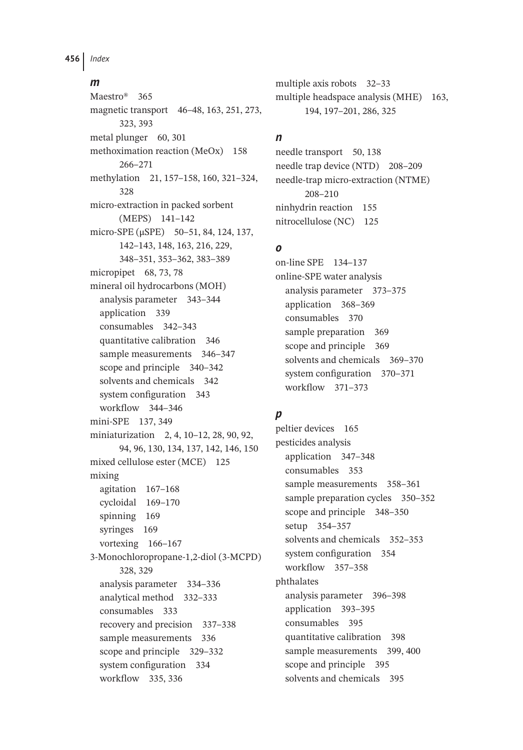## *m*

Maestro® 365
magnetic transport 46–48, 163, 251, 273, 323, 393
metal plunger 60, 301
methoximation reaction (MeOx) 158 266–271
methylation 21, 157–158, 160, 321–324, 328
micro-extraction in packed sorbent (MEPS) 141–142
micro-SPE (μSPE) 50–51, 84, 124, 137, 142–143, 148, 163, 216, 229, 348–351, 353–362, 383–389
micropipet 68, 73, 78
mineral oil hydrocarbons (MOH)
- analysis parameter 343–344
- application 339
- consumables 342–343
- quantitative calibration 346
- sample measurements 346–347
- scope and principle 340–342
- solvents and chemicals 342
- system configuration 343
- workflow 344–346

mini-SPE 137, 349
miniaturization 2, 4, 10–12, 28, 90, 92, 94, 96, 130, 134, 137, 142, 146, 150
mixed cellulose ester (MCE) 125
mixing
- agitation 167–168
- cycloidal 169–170
- spinning 169
- syringes 169
- vortexing 166–167

3-Monochloropropane-1,2-diol (3-MCPD) 328, 329
- analysis parameter 334–336
- analytical method 332–333
- consumables 333
- recovery and precision 337–338
- sample measurements 336
- scope and principle 329–332
- system configuration 334
- workflow 335, 336

multiple axis robots 32–33
multiple headspace analysis (MHE) 163, 194, 197–201, 286, 325

## *n*

needle transport 50, 138
needle trap device (NTD) 208–209
needle-trap micro-extraction (NTME) 208–210
ninhydrin reaction 155
nitrocellulose (NC) 125

## *o*

on-line SPE 134–137
online-SPE water analysis
- analysis parameter 373–375
- application 368–369
- consumables 370
- sample preparation 369
- scope and principle 369
- solvents and chemicals 369–370
- system configuration 370–371
- workflow 371–373

## *p*

peltier devices 165
pesticides analysis
- application 347–348
- consumables 353
- sample measurements 358–361
- sample preparation cycles 350–352
- scope and principle 348–350
- setup 354–357
- solvents and chemicals 352–353
- system configuration 354
- workflow 357–358

phthalates
- analysis parameter 396–398
- application 393–395
- consumables 395
- quantitative calibration 398
- sample measurements 399, 400
- scope and principle 395
- solvents and chemicals 395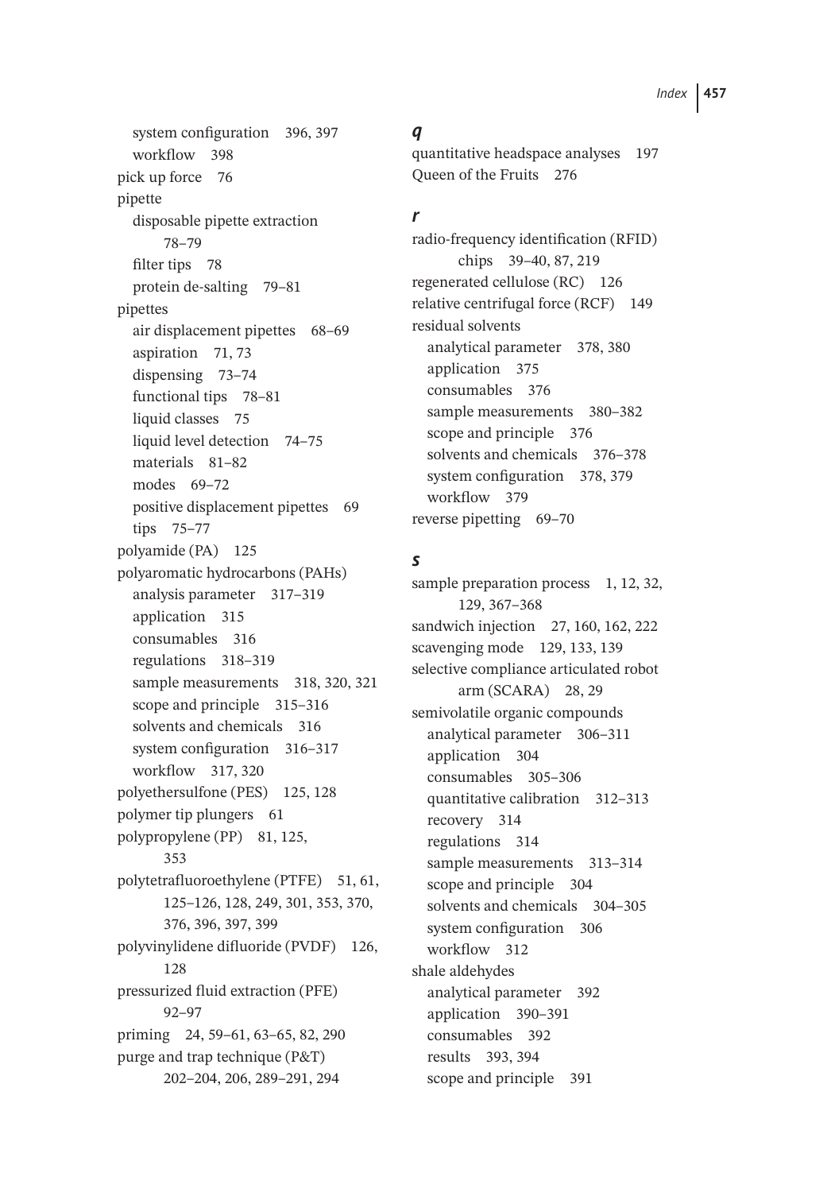system configuration 396, 397
  workflow 398

pick up force 76

pipette
  disposable pipette extraction 78–79
  filter tips 78
  protein de-salting 79–81

pipettes
  air displacement pipettes 68–69
  aspiration 71, 73
  dispensing 73–74
  functional tips 78–81
  liquid classes 75
  liquid level detection 74–75
  materials 81–82
  modes 69–72
  positive displacement pipettes 69
  tips 75–77

polyamide (PA) 125

polyaromatic hydrocarbons (PAHs)
  analysis parameter 317–319
  application 315
  consumables 316
  regulations 318–319
  sample measurements 318, 320, 321
  scope and principle 315–316
  solvents and chemicals 316
  system configuration 316–317
  workflow 317, 320

polyethersulfone (PES) 125, 128

polymer tip plungers 61

polypropylene (PP) 81, 125, 353

polytetrafluoroethylene (PTFE) 51, 61, 125–126, 128, 249, 301, 353, 370, 376, 396, 397, 399

polyvinylidene difluoride (PVDF) 126, 128

pressurized fluid extraction (PFE) 92–97

priming 24, 59–61, 63–65, 82, 290

purge and trap technique (P&T) 202–204, 206, 289–291, 294

***q***

quantitative headspace analyses 197

Queen of the Fruits 276

***r***

radio-frequency identification (RFID) chips 39–40, 87, 219

regenerated cellulose (RC) 126

relative centrifugal force (RCF) 149

residual solvents
  analytical parameter 378, 380
  application 375
  consumables 376
  sample measurements 380–382
  scope and principle 376
  solvents and chemicals 376–378
  system configuration 378, 379
  workflow 379

reverse pipetting 69–70

***s***

sample preparation process 1, 12, 32, 129, 367–368

sandwich injection 27, 160, 162, 222

scavenging mode 129, 133, 139

selective compliance articulated robot arm (SCARA) 28, 29

semivolatile organic compounds
  analytical parameter 306–311
  application 304
  consumables 305–306
  quantitative calibration 312–313
  recovery 314
  regulations 314
  sample measurements 313–314
  scope and principle 304
  solvents and chemicals 304–305
  system configuration 306
  workflow 312

shale aldehydes
  analytical parameter 392
  application 390–391
  consumables 392
  results 393, 394
  scope and principle 391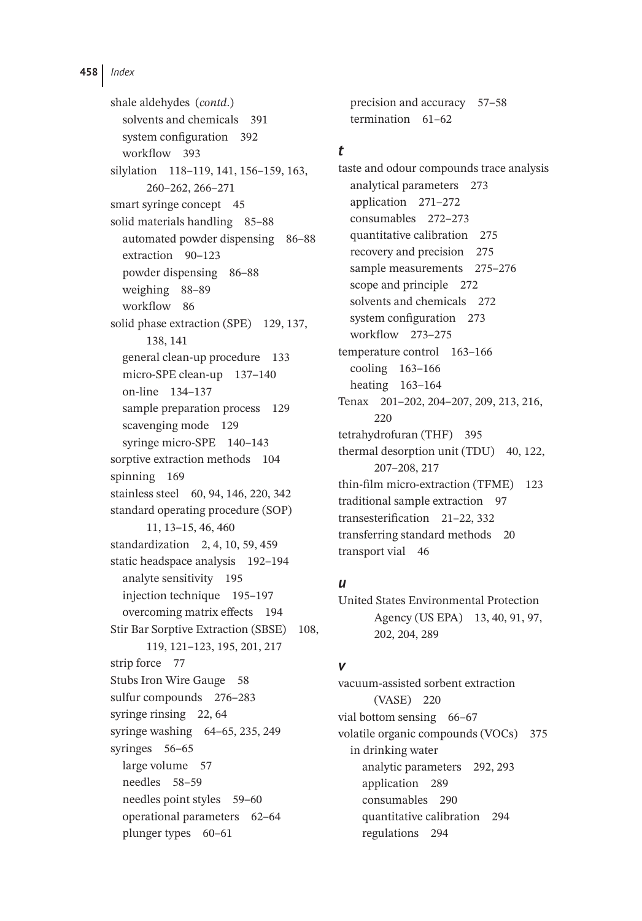shale aldehydes (*contd.*)
  solvents and chemicals 391
  system configuration 392
  workflow 393
silylation 118–119, 141, 156–159, 163, 260–262, 266–271
smart syringe concept 45
solid materials handling 85–88
  automated powder dispensing 86–88
  extraction 90–123
  powder dispensing 86–88
  weighing 88–89
  workflow 86
solid phase extraction (SPE) 129, 137, 138, 141
  general clean-up procedure 133
  micro-SPE clean-up 137–140
  on-line 134–137
  sample preparation process 129
  scavenging mode 129
  syringe micro-SPE 140–143
sorptive extraction methods 104
spinning 169
stainless steel 60, 94, 146, 220, 342
standard operating procedure (SOP) 11, 13–15, 46, 460
standardization 2, 4, 10, 59, 459
static headspace analysis 192–194
  analyte sensitivity 195
  injection technique 195–197
  overcoming matrix effects 194
Stir Bar Sorptive Extraction (SBSE) 108, 119, 121–123, 195, 201, 217
strip force 77
Stubs Iron Wire Gauge 58
sulfur compounds 276–283
syringe rinsing 22, 64
syringe washing 64–65, 235, 249
syringes 56–65
  large volume 57
  needles 58–59
  needles point styles 59–60
  operational parameters 62–64
  plunger types 60–61
  precision and accuracy 57–58
  termination 61–62

### *t*

taste and odour compounds trace analysis
  analytical parameters 273
  application 271–272
  consumables 272–273
  quantitative calibration 275
  recovery and precision 275
  sample measurements 275–276
  scope and principle 272
  solvents and chemicals 272
  system configuration 273
  workflow 273–275
temperature control 163–166
  cooling 163–166
  heating 163–164
Tenax 201–202, 204–207, 209, 213, 216, 220
tetrahydrofuran (THF) 395
thermal desorption unit (TDU) 40, 122, 207–208, 217
thin-film micro-extraction (TFME) 123
traditional sample extraction 97
transesterification 21–22, 332
transferring standard methods 20
transport vial 46

### *u*

United States Environmental Protection Agency (US EPA) 13, 40, 91, 97, 202, 204, 289

### *v*

vacuum-assisted sorbent extraction (VASE) 220
vial bottom sensing 66–67
volatile organic compounds (VOCs) 375
  in drinking water
    analytic parameters 292, 293
    application 289
    consumables 290
    quantitative calibration 294
    regulations 294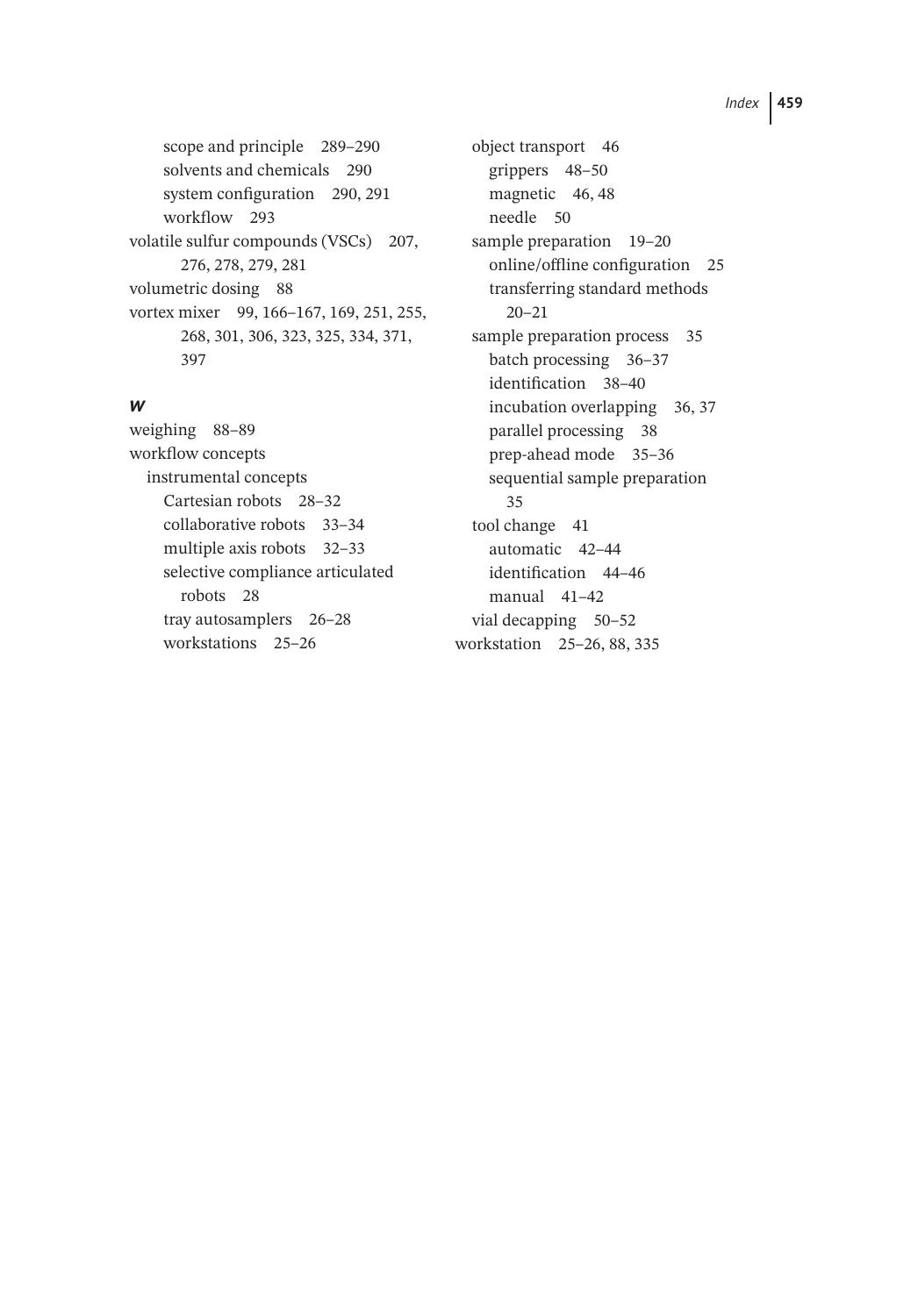scope and principle 289–290
solvents and chemicals 290
system configuration 290, 291
workflow 293

volatile sulfur compounds (VSCs) 207, 276, 278, 279, 281

volumetric dosing 88

vortex mixer 99, 166–167, 169, 251, 255, 268, 301, 306, 323, 325, 334, 371, 397

### *w*

weighing 88–89

workflow concepts
- instrumental concepts
  - Cartesian robots 28–32
  - collaborative robots 33–34
  - multiple axis robots 32–33
  - selective compliance articulated robots 28
  - tray autosamplers 26–28
  - workstations 25–26
- object transport 46
  - grippers 48–50
  - magnetic 46, 48
  - needle 50
- sample preparation 19–20
  - online/offline configuration 25
  - transferring standard methods 20–21
- sample preparation process 35
  - batch processing 36–37
  - identification 38–40
  - incubation overlapping 36, 37
  - parallel processing 38
  - prep-ahead mode 35–36
  - sequential sample preparation 35
- tool change 41
  - automatic 42–44
  - identification 44–46
  - manual 41–42
- vial decapping 50–52

workstation 25–26, 88, 335